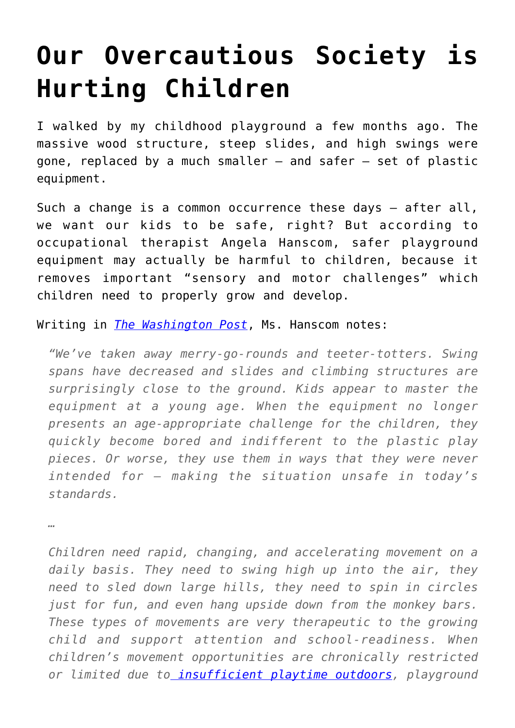# Our Overcautious Society is Hurting Children

I walked by my childhood playground a few months ago. The massive wood structure, steep slides, and high swings were gone, replaced by a much smaller – and safer – set of plastic equipment.

Such a change is a common occurrence these days – after all, we want our kids to be safe, right? But according to occupational therapist Angela Hanscom, safer playground equipment may actually be harmful to children, because it removes important "sensory and motor challenges" which children need to properly grow and develop.

Writing in *The Washington Post*, Ms. Hanscom notes:

> *"We've taken away merry-go-rounds and teeter-totters. Swing spans have decreased and slides and climbing structures are surprisingly close to the ground. Kids appear to master the equipment at a young age. When the equipment no longer presents an age-appropriate challenge for the children, they quickly become bored and indifferent to the plastic play pieces. Or worse, they use them in ways that they were never intended for – making the situation unsafe in today's standards.*
>
> *…*
>
> *Children need rapid, changing, and accelerating movement on a daily basis. They need to swing high up into the air, they need to sled down large hills, they need to spin in circles just for fun, and even hang upside down from the monkey bars. These types of movements are very therapeutic to the growing child and support attention and school-readiness. When children's movement opportunities are chronically restricted or limited due to insufficient playtime outdoors, playground*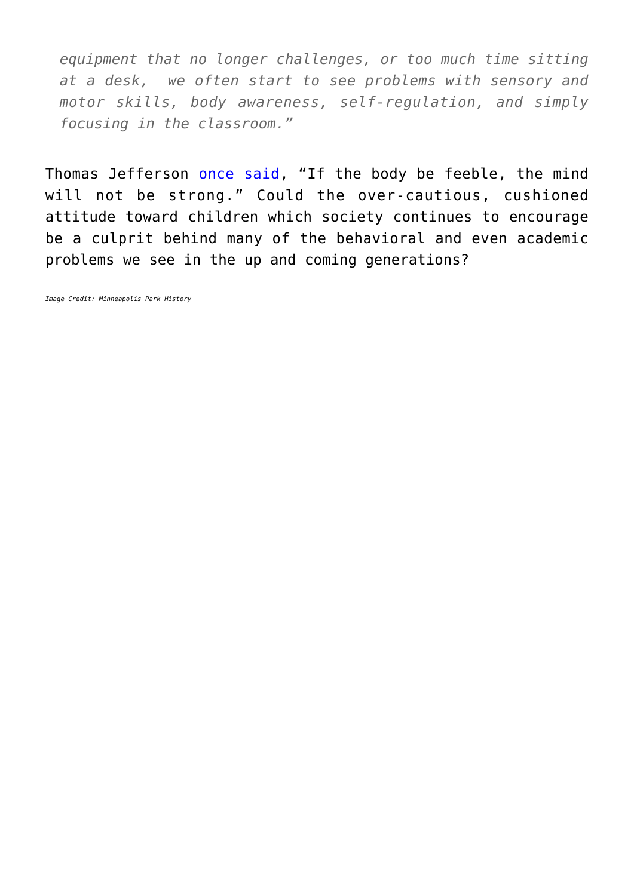> *equipment that no longer challenges, or too much time sitting at a desk, we often start to see problems with sensory and motor skills, body awareness, self-regulation, and simply focusing in the classroom."*

Thomas Jefferson once said, "If the body be feeble, the mind will not be strong." Could the over-cautious, cushioned attitude toward children which society continues to encourage be a culprit behind many of the behavioral and even academic problems we see in the up and coming generations?

*Image Credit: Minneapolis Park History*